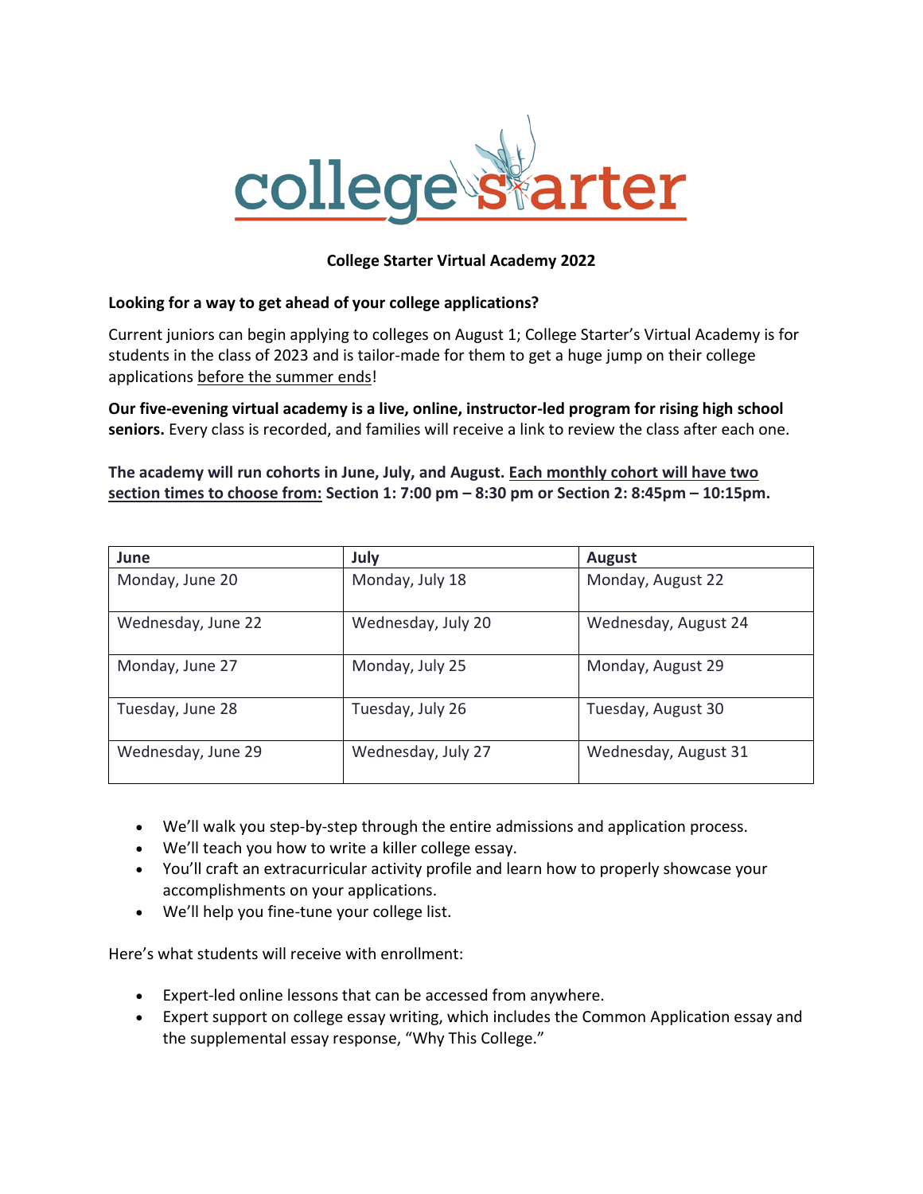# College Starter Virtual Academy 2022

**Looking for a way to get ahead of your college applications?**

Current juniors can begin applying to colleges on August 1; College Starter's Virtual Academy is for students in the class of 2023 and is tailor-made for them to get a huge jump on their college applications before the summer ends!

**Our five-evening virtual academy is a live, online, instructor-led program for rising high school seniors.** Every class is recorded, and families will receive a link to review the class after each one.

**The academy will run cohorts in June, July, and August. Each monthly cohort will have two section times to choose from: Section 1: 7:00 pm – 8:30 pm or Section 2: 8:45pm – 10:15pm.**

| June | July | August |
|---|---|---|
| Monday, June 20 | Monday, July 18 | Monday, August 22 |
| Wednesday, June 22 | Wednesday, July 20 | Wednesday, August 24 |
| Monday, June 27 | Monday, July 25 | Monday, August 29 |
| Tuesday, June 28 | Tuesday, July 26 | Tuesday, August 30 |
| Wednesday, June 29 | Wednesday, July 27 | Wednesday, August 31 |

- We'll walk you step-by-step through the entire admissions and application process.
- We'll teach you how to write a killer college essay.
- You'll craft an extracurricular activity profile and learn how to properly showcase your accomplishments on your applications.
- We'll help you fine-tune your college list.

Here's what students will receive with enrollment:

- Expert-led online lessons that can be accessed from anywhere.
- Expert support on college essay writing, which includes the Common Application essay and the supplemental essay response, "Why This College."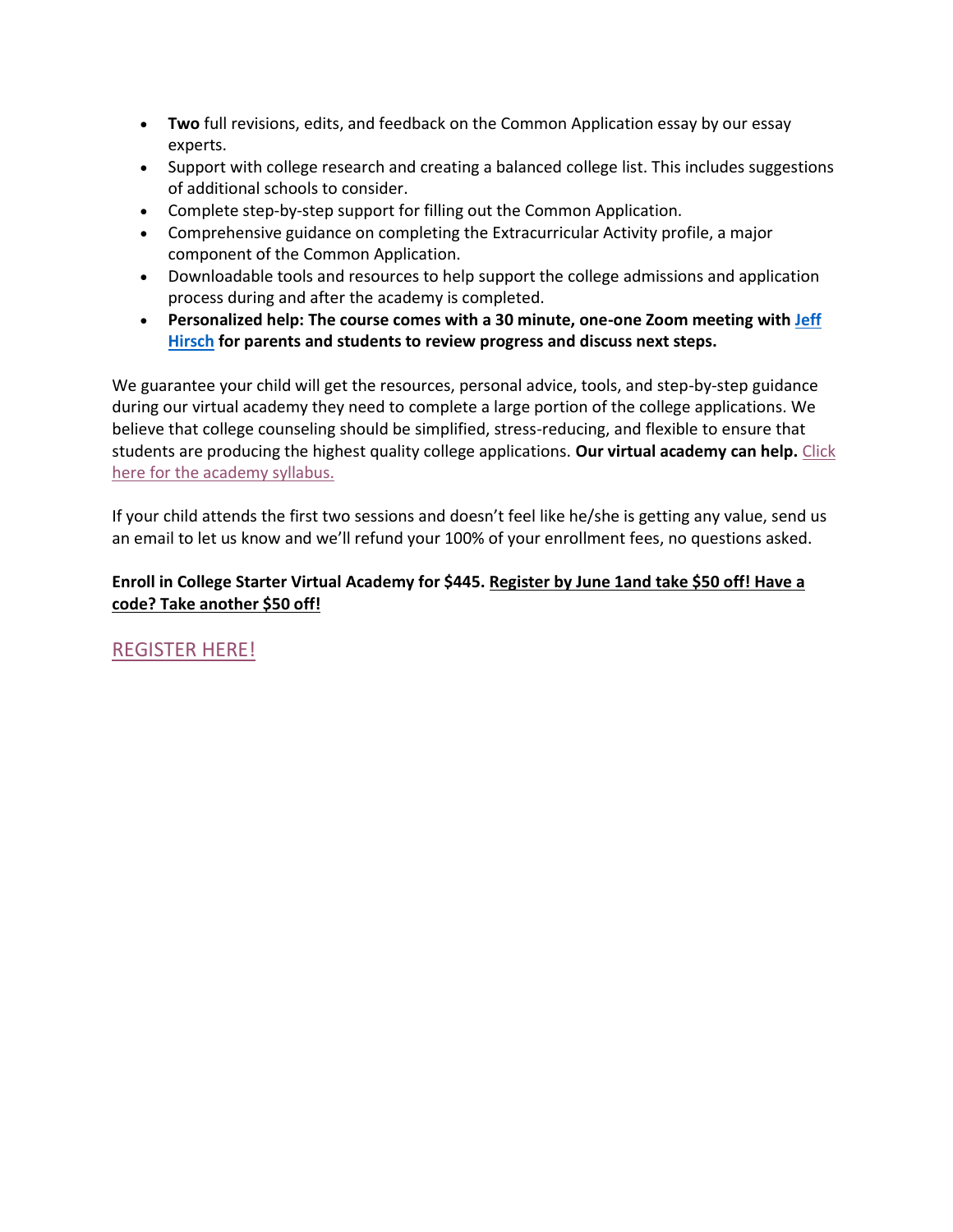- **Two** full revisions, edits, and feedback on the Common Application essay by our essay experts.
- Support with college research and creating a balanced college list. This includes suggestions of additional schools to consider.
- Complete step-by-step support for filling out the Common Application.
- Comprehensive guidance on completing the Extracurricular Activity profile, a major component of the Common Application.
- Downloadable tools and resources to help support the college admissions and application process during and after the academy is completed.
- **Personalized help: The course comes with a 30 minute, one-one Zoom meeting with Jeff Hirsch for parents and students to review progress and discuss next steps.**

We guarantee your child will get the resources, personal advice, tools, and step-by-step guidance during our virtual academy they need to complete a large portion of the college applications. We believe that college counseling should be simplified, stress-reducing, and flexible to ensure that students are producing the highest quality college applications. **Our virtual academy can help.** Click here for the academy syllabus.

If your child attends the first two sessions and doesn't feel like he/she is getting any value, send us an email to let us know and we'll refund your 100% of your enrollment fees, no questions asked.

**Enroll in College Starter Virtual Academy for $445. Register by June 1and take $50 off! Have a code? Take another $50 off!**

REGISTER HERE!